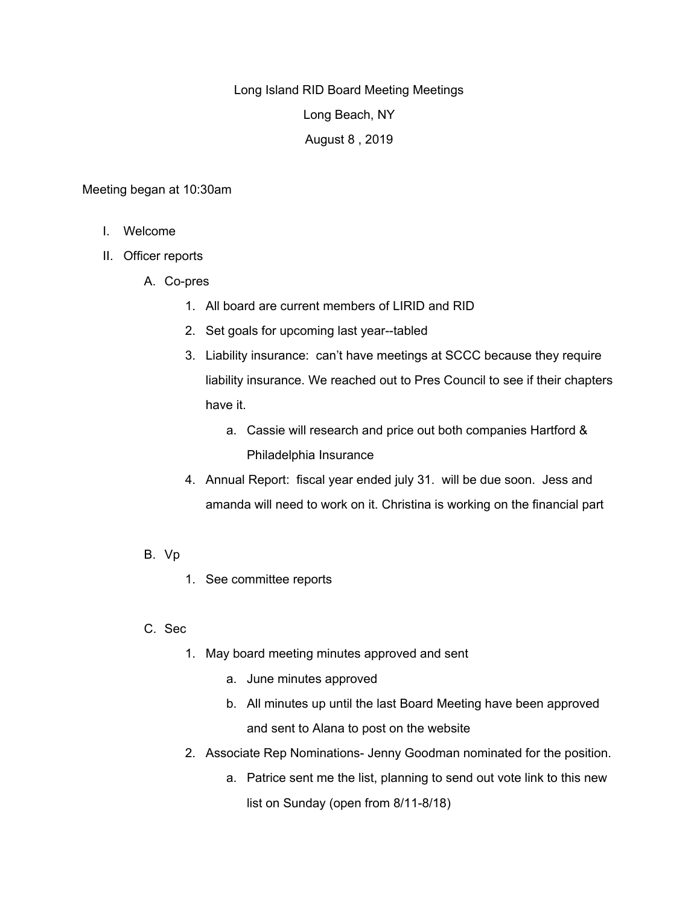Long Island RID Board Meeting Meetings

Long Beach, NY

August 8 , 2019

Meeting began at 10:30am

I. Welcome
II. Officer reports
    A. Co-pres
        1. All board are current members of LIRID and RID
        2. Set goals for upcoming last year--tabled
        3. Liability insurance: can't have meetings at SCCC because they require liability insurance. We reached out to Pres Council to see if their chapters have it.
            a. Cassie will research and price out both companies Hartford & Philadelphia Insurance
        4. Annual Report: fiscal year ended july 31. will be due soon. Jess and amanda will need to work on it. Christina is working on the financial part

    B. Vp
        1. See committee reports

    C. Sec
        1. May board meeting minutes approved and sent
            a. June minutes approved
            b. All minutes up until the last Board Meeting have been approved and sent to Alana to post on the website
        2. Associate Rep Nominations- Jenny Goodman nominated for the position.
            a. Patrice sent me the list, planning to send out vote link to this new list on Sunday (open from 8/11-8/18)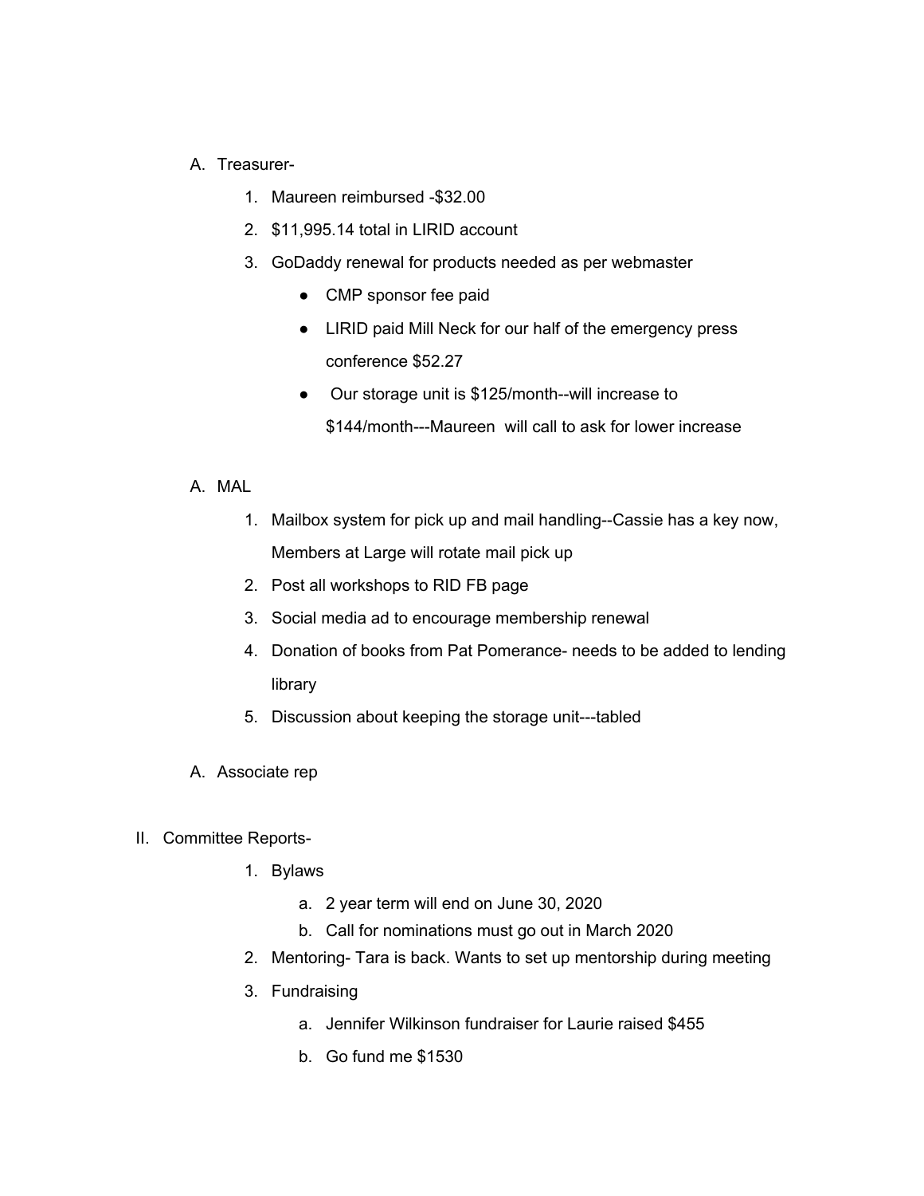A. Treasurer-

   1. Maureen reimbursed -$32.00
   2. $11,995.14 total in LIRID account
   3. GoDaddy renewal for products needed as per webmaster
      - CMP sponsor fee paid
      - LIRID paid Mill Neck for our half of the emergency press conference $52.27
      - Our storage unit is $125/month--will increase to $144/month---Maureen will call to ask for lower increase

A. MAL

   1. Mailbox system for pick up and mail handling--Cassie has a key now, Members at Large will rotate mail pick up
   2. Post all workshops to RID FB page
   3. Social media ad to encourage membership renewal
   4. Donation of books from Pat Pomerance- needs to be added to lending library
   5. Discussion about keeping the storage unit---tabled

A. Associate rep

II. Committee Reports-

   1. Bylaws
      a. 2 year term will end on June 30, 2020
      b. Call for nominations must go out in March 2020
   2. Mentoring- Tara is back. Wants to set up mentorship during meeting
   3. Fundraising
      a. Jennifer Wilkinson fundraiser for Laurie raised $455
      b. Go fund me $1530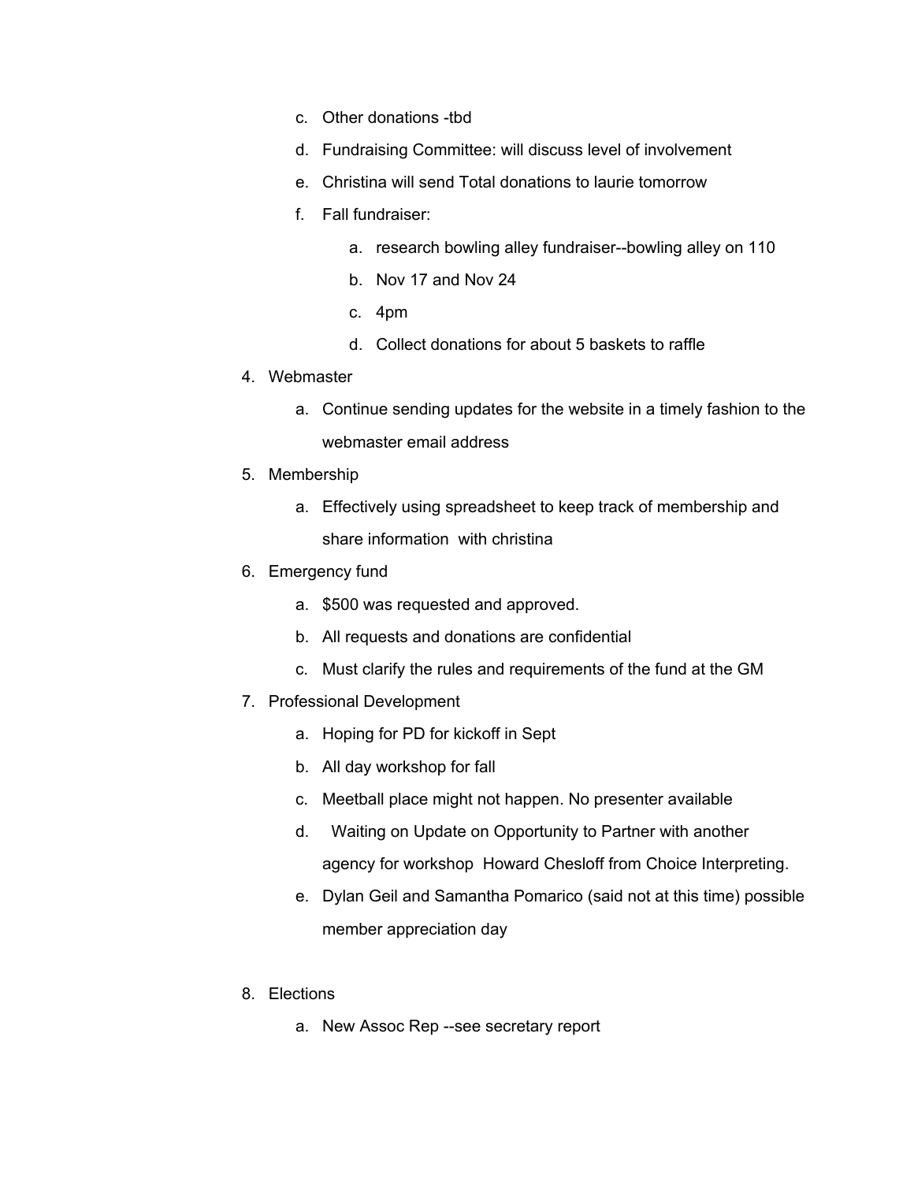c. Other donations -tbd
   d. Fundraising Committee: will discuss level of involvement
   e. Christina will send Total donations to laurie tomorrow
   f. Fall fundraiser:
      a. research bowling alley fundraiser--bowling alley on 110
      b. Nov 17 and Nov 24
      c. 4pm
      d. Collect donations for about 5 baskets to raffle

4. Webmaster
   a. Continue sending updates for the website in a timely fashion to the webmaster email address
5. Membership
   a. Effectively using spreadsheet to keep track of membership and share information with christina
6. Emergency fund
   a. $500 was requested and approved.
   b. All requests and donations are confidential
   c. Must clarify the rules and requirements of the fund at the GM
7. Professional Development
   a. Hoping for PD for kickoff in Sept
   b. All day workshop for fall
   c. Meetball place might not happen. No presenter available
   d. Waiting on Update on Opportunity to Partner with another agency for workshop Howard Chesloff from Choice Interpreting.
   e. Dylan Geil and Samantha Pomarico (said not at this time) possible member appreciation day

8. Elections
   a. New Assoc Rep --see secretary report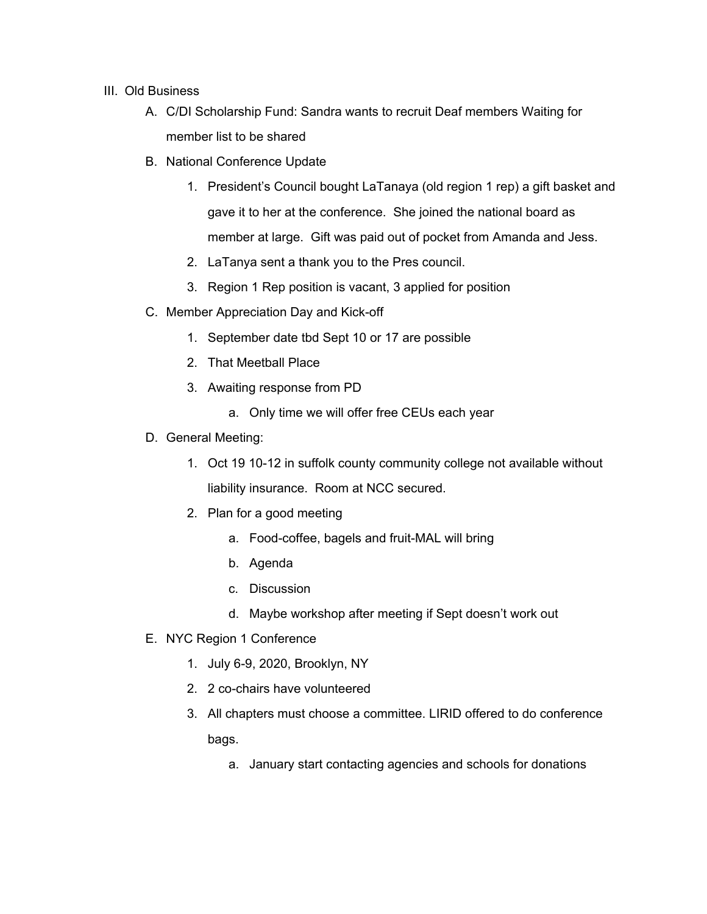III. Old Business

A. C/DI Scholarship Fund: Sandra wants to recruit Deaf members Waiting for member list to be shared

B. National Conference Update

1. President's Council bought LaTanaya (old region 1 rep) a gift basket and gave it to her at the conference. She joined the national board as member at large. Gift was paid out of pocket from Amanda and Jess.
2. LaTanya sent a thank you to the Pres council.
3. Region 1 Rep position is vacant, 3 applied for position

C. Member Appreciation Day and Kick-off

1. September date tbd Sept 10 or 17 are possible
2. That Meetball Place
3. Awaiting response from PD
    a. Only time we will offer free CEUs each year

D. General Meeting:

1. Oct 19 10-12 in suffolk county community college not available without liability insurance. Room at NCC secured.
2. Plan for a good meeting
    a. Food-coffee, bagels and fruit-MAL will bring
    b. Agenda
    c. Discussion
    d. Maybe workshop after meeting if Sept doesn't work out

E. NYC Region 1 Conference

1. July 6-9, 2020, Brooklyn, NY
2. 2 co-chairs have volunteered
3. All chapters must choose a committee. LIRID offered to do conference bags.
    a. January start contacting agencies and schools for donations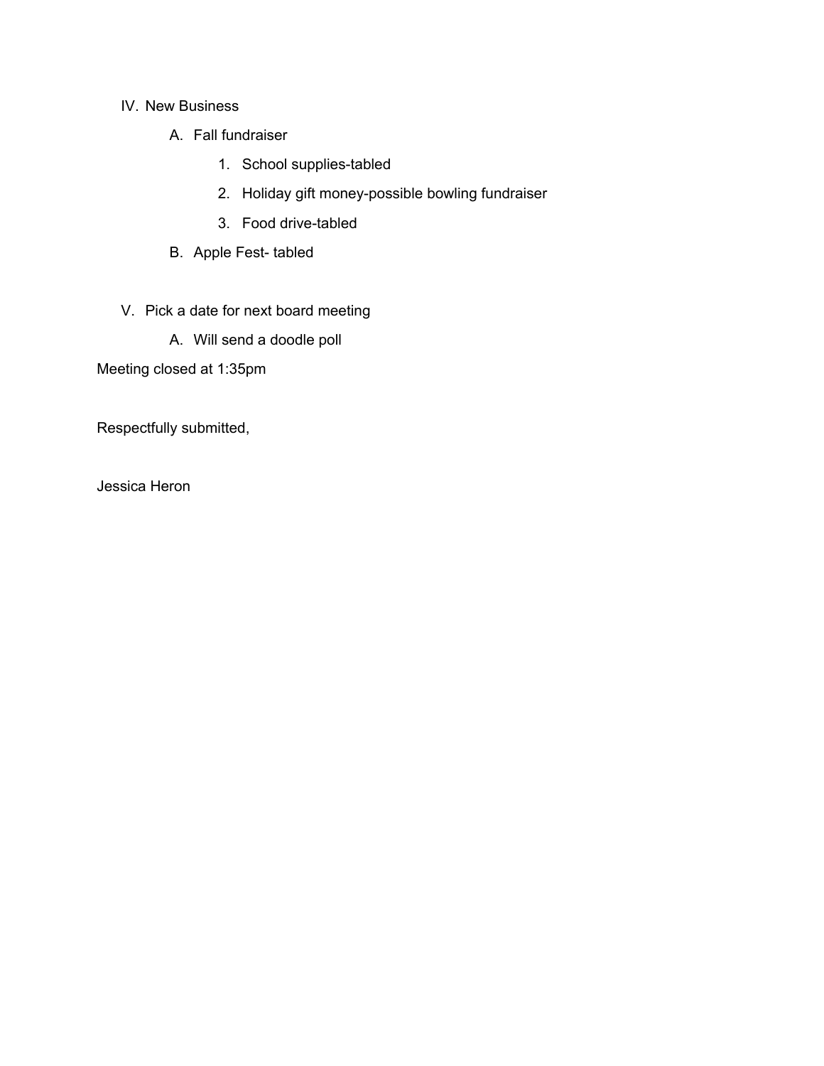IV. New Business

   A. Fall fundraiser

      1. School supplies-tabled

      2. Holiday gift money-possible bowling fundraiser

      3. Food drive-tabled

   B. Apple Fest- tabled

V. Pick a date for next board meeting

   A. Will send a doodle poll

Meeting closed at 1:35pm

Respectfully submitted,

Jessica Heron